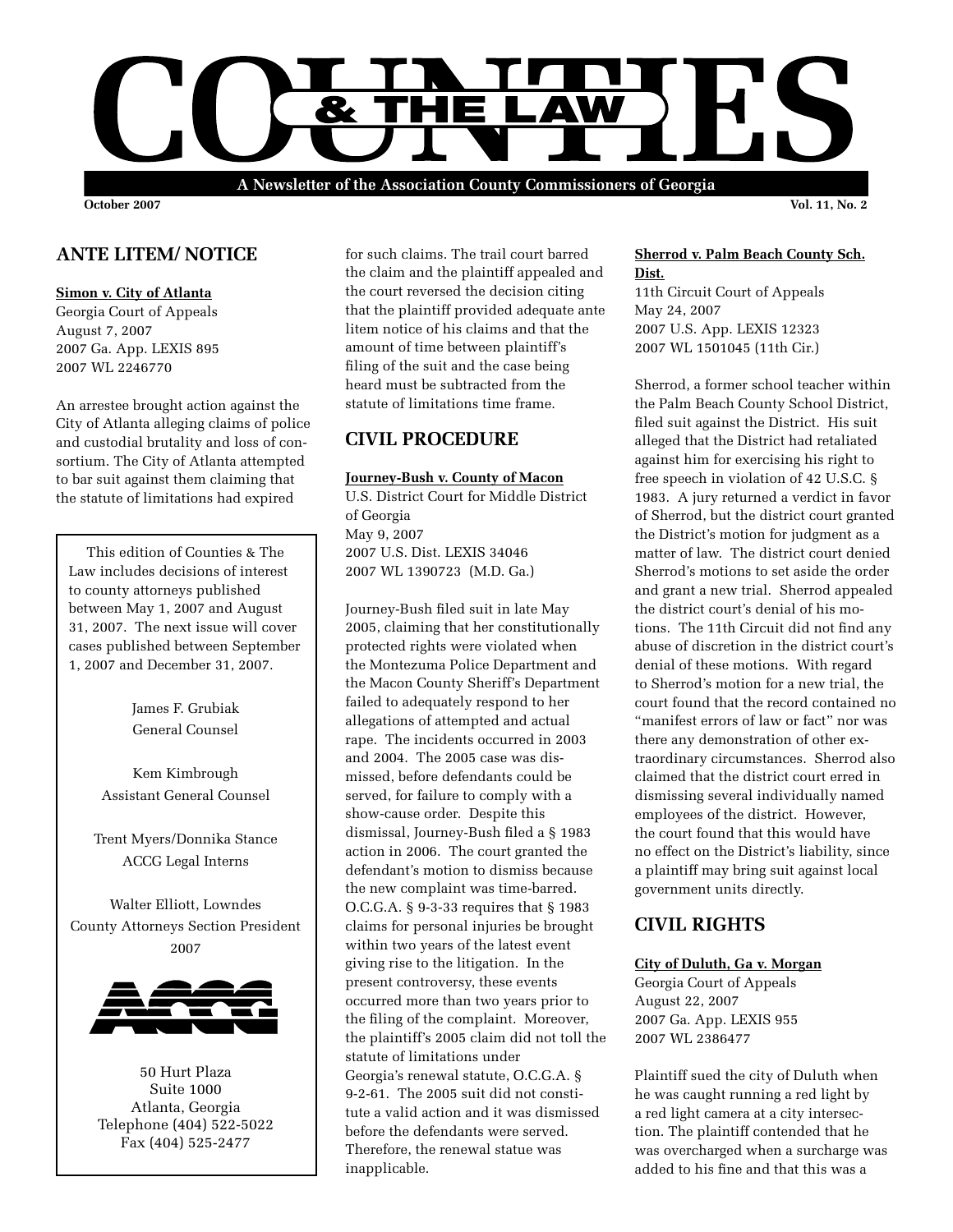# COUNTIES & THE LAW

**A Newsletter of the Association County Commissioners of Georgia**

**October 2007** **Vol. 11, No. 2**

## ANTE LITEM/ NOTICE

**Simon v. City of Atlanta**
Georgia Court of Appeals
August 7, 2007
2007 Ga. App. LEXIS 895
2007 WL 2246770

An arrestee brought action against the City of Atlanta alleging claims of police and custodial brutality and loss of consortium. The City of Atlanta attempted to bar suit against them claiming that the statute of limitations had expired for such claims. The trail court barred the claim and the plaintiff appealed and the court reversed the decision citing that the plaintiff provided adequate ante litem notice of his claims and that the amount of time between plaintiff's filing of the suit and the case being heard must be subtracted from the statute of limitations time frame.

This edition of Counties & The Law includes decisions of interest to county attorneys published between May 1, 2007 and August 31, 2007. The next issue will cover cases published between September 1, 2007 and December 31, 2007.

James F. Grubiak
General Counsel

Kem Kimbrough
Assistant General Counsel

Trent Myers/Donnika Stance
ACCG Legal Interns

Walter Elliott, Lowndes
County Attorneys Section President
2007

ACCG

50 Hurt Plaza
Suite 1000
Atlanta, Georgia
Telephone (404) 522-5022
Fax (404) 525-2477

## CIVIL PROCEDURE

**Journey-Bush v. County of Macon**
U.S. District Court for Middle District of Georgia
May 9, 2007
2007 U.S. Dist. LEXIS 34046
2007 WL 1390723 (M.D. Ga.)

Journey-Bush filed suit in late May 2005, claiming that her constitutionally protected rights were violated when the Montezuma Police Department and the Macon County Sheriff's Department failed to adequately respond to her allegations of attempted and actual rape. The incidents occurred in 2003 and 2004. The 2005 case was dismissed, before defendants could be served, for failure to comply with a show-cause order. Despite this dismissal, Journey-Bush filed a § 1983 action in 2006. The court granted the defendant's motion to dismiss because the new complaint was time-barred. O.C.G.A. § 9-3-33 requires that § 1983 claims for personal injuries be brought within two years of the latest event giving rise to the litigation. In the present controversy, these events occurred more than two years prior to the filing of the complaint. Moreover, the plaintiff's 2005 claim did not toll the statute of limitations under Georgia's renewal statute, O.C.G.A. § 9-2-61. The 2005 suit did not constitute a valid action and it was dismissed before the defendants were served. Therefore, the renewal statue was inapplicable.

**Sherrod v. Palm Beach County Sch. Dist.**
11th Circuit Court of Appeals
May 24, 2007
2007 U.S. App. LEXIS 12323
2007 WL 1501045 (11th Cir.)

Sherrod, a former school teacher within the Palm Beach County School District, filed suit against the District. His suit alleged that the District had retaliated against him for exercising his right to free speech in violation of 42 U.S.C. § 1983. A jury returned a verdict in favor of Sherrod, but the district court granted the District's motion for judgment as a matter of law. The district court denied Sherrod's motions to set aside the order and grant a new trial. Sherrod appealed the district court's denial of his motions. The 11th Circuit did not find any abuse of discretion in the district court's denial of these motions. With regard to Sherrod's motion for a new trial, the court found that the record contained no "manifest errors of law or fact" nor was there any demonstration of other extraordinary circumstances. Sherrod also claimed that the district court erred in dismissing several individually named employees of the district. However, the court found that this would have no effect on the District's liability, since a plaintiff may bring suit against local government units directly.

## CIVIL RIGHTS

**City of Duluth, Ga v. Morgan**
Georgia Court of Appeals
August 22, 2007
2007 Ga. App. LEXIS 955
2007 WL 2386477

Plaintiff sued the city of Duluth when he was caught running a red light by a red light camera at a city intersection. The plaintiff contended that he was overcharged when a surcharge was added to his fine and that this was a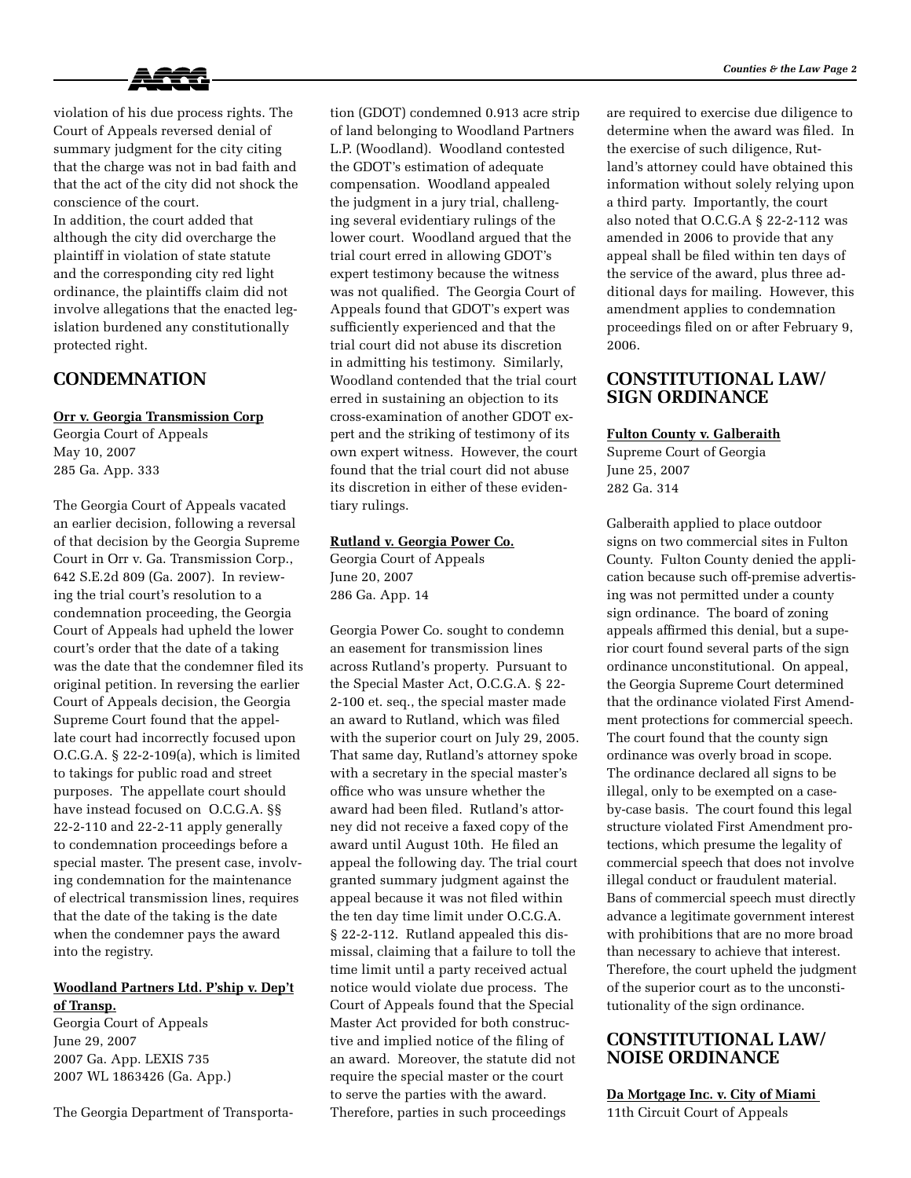violation of his due process rights. The Court of Appeals reversed denial of summary judgment for the city citing that the charge was not in bad faith and that the act of the city did not shock the conscience of the court.
In addition, the court added that although the city did overcharge the plaintiff in violation of state statute and the corresponding city red light ordinance, the plaintiffs claim did not involve allegations that the enacted legislation burdened any constitutionally protected right.

## CONDEMNATION

**Orr v. Georgia Transmission Corp**
Georgia Court of Appeals
May 10, 2007
285 Ga. App. 333

The Georgia Court of Appeals vacated an earlier decision, following a reversal of that decision by the Georgia Supreme Court in Orr v. Ga. Transmission Corp., 642 S.E.2d 809 (Ga. 2007). In reviewing the trial court's resolution to a condemnation proceeding, the Georgia Court of Appeals had upheld the lower court's order that the date of a taking was the date that the condemner filed its original petition. In reversing the earlier Court of Appeals decision, the Georgia Supreme Court found that the appellate court had incorrectly focused upon O.C.G.A. § 22-2-109(a), which is limited to takings for public road and street purposes. The appellate court should have instead focused on O.C.G.A. §§ 22-2-110 and 22-2-11 apply generally to condemnation proceedings before a special master. The present case, involving condemnation for the maintenance of electrical transmission lines, requires that the date of the taking is the date when the condemner pays the award into the registry.

**Woodland Partners Ltd. P'ship v. Dep't of Transp.**
Georgia Court of Appeals
June 29, 2007
2007 Ga. App. LEXIS 735
2007 WL 1863426 (Ga. App.)

The Georgia Department of Transportation (GDOT) condemned 0.913 acre strip of land belonging to Woodland Partners L.P. (Woodland). Woodland contested the GDOT's estimation of adequate compensation. Woodland appealed the judgment in a jury trial, challenging several evidentiary rulings of the lower court. Woodland argued that the trial court erred in allowing GDOT's expert testimony because the witness was not qualified. The Georgia Court of Appeals found that GDOT's expert was sufficiently experienced and that the trial court did not abuse its discretion in admitting his testimony. Similarly, Woodland contended that the trial court erred in sustaining an objection to its cross-examination of another GDOT expert and the striking of testimony of its own expert witness. However, the court found that the trial court did not abuse its discretion in either of these evidentiary rulings.

**Rutland v. Georgia Power Co.**
Georgia Court of Appeals
June 20, 2007
286 Ga. App. 14

Georgia Power Co. sought to condemn an easement for transmission lines across Rutland's property. Pursuant to the Special Master Act, O.C.G.A. § 22-2-100 et. seq., the special master made an award to Rutland, which was filed with the superior court on July 29, 2005. That same day, Rutland's attorney spoke with a secretary in the special master's office who was unsure whether the award had been filed. Rutland's attorney did not receive a faxed copy of the award until August 10th. He filed an appeal the following day. The trial court granted summary judgment against the appeal because it was not filed within the ten day time limit under O.C.G.A. § 22-2-112. Rutland appealed this dismissal, claiming that a failure to toll the time limit until a party received actual notice would violate due process. The Court of Appeals found that the Special Master Act provided for both constructive and implied notice of the filing of an award. Moreover, the statute did not require the special master or the court to serve the parties with the award. Therefore, parties in such proceedings are required to exercise due diligence to determine when the award was filed. In the exercise of such diligence, Rutland's attorney could have obtained this information without solely relying upon a third party. Importantly, the court also noted that O.C.G.A § 22-2-112 was amended in 2006 to provide that any appeal shall be filed within ten days of the service of the award, plus three additional days for mailing. However, this amendment applies to condemnation proceedings filed on or after February 9, 2006.

## CONSTITUTIONAL LAW/ SIGN ORDINANCE

**Fulton County v. Galberaith**
Supreme Court of Georgia
June 25, 2007
282 Ga. 314

Galberaith applied to place outdoor signs on two commercial sites in Fulton County. Fulton County denied the application because such off-premise advertising was not permitted under a county sign ordinance. The board of zoning appeals affirmed this denial, but a superior court found several parts of the sign ordinance unconstitutional. On appeal, the Georgia Supreme Court determined that the ordinance violated First Amendment protections for commercial speech. The court found that the county sign ordinance was overly broad in scope. The ordinance declared all signs to be illegal, only to be exempted on a case-by-case basis. The court found this legal structure violated First Amendment protections, which presume the legality of commercial speech that does not involve illegal conduct or fraudulent material. Bans of commercial speech must directly advance a legitimate government interest with prohibitions that are no more broad than necessary to achieve that interest. Therefore, the court upheld the judgment of the superior court as to the unconstitutionality of the sign ordinance.

## CONSTITUTIONAL LAW/ NOISE ORDINANCE

**Da Mortgage Inc. v. City of Miami**
11th Circuit Court of Appeals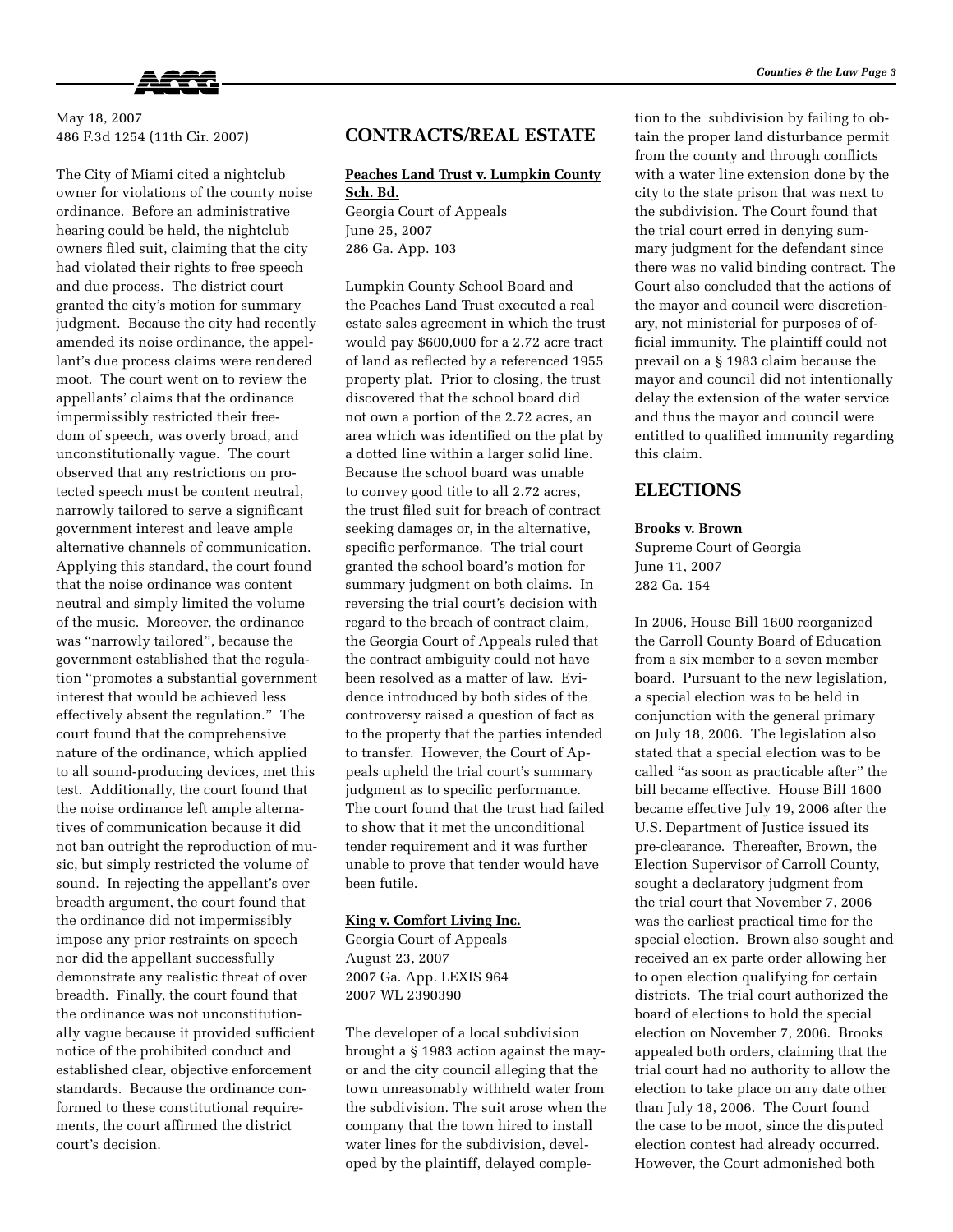May 18, 2007
486 F.3d 1254 (11th Cir. 2007)

The City of Miami cited a nightclub owner for violations of the county noise ordinance. Before an administrative hearing could be held, the nightclub owners filed suit, claiming that the city had violated their rights to free speech and due process. The district court granted the city's motion for summary judgment. Because the city had recently amended its noise ordinance, the appellant's due process claims were rendered moot. The court went on to review the appellants' claims that the ordinance impermissibly restricted their freedom of speech, was overly broad, and unconstitutionally vague. The court observed that any restrictions on protected speech must be content neutral, narrowly tailored to serve a significant government interest and leave ample alternative channels of communication. Applying this standard, the court found that the noise ordinance was content neutral and simply limited the volume of the music. Moreover, the ordinance was "narrowly tailored", because the government established that the regulation "promotes a substantial government interest that would be achieved less effectively absent the regulation." The court found that the comprehensive nature of the ordinance, which applied to all sound-producing devices, met this test. Additionally, the court found that the noise ordinance left ample alternatives of communication because it did not ban outright the reproduction of music, but simply restricted the volume of sound. In rejecting the appellant's over breadth argument, the court found that the ordinance did not impermissibly impose any prior restraints on speech nor did the appellant successfully demonstrate any realistic threat of over breadth. Finally, the court found that the ordinance was not unconstitutionally vague because it provided sufficient notice of the prohibited conduct and established clear, objective enforcement standards. Because the ordinance conformed to these constitutional requirements, the court affirmed the district court's decision.

## CONTRACTS/REAL ESTATE

**Peaches Land Trust v. Lumpkin County Sch. Bd.**
Georgia Court of Appeals
June 25, 2007
286 Ga. App. 103

Lumpkin County School Board and the Peaches Land Trust executed a real estate sales agreement in which the trust would pay $600,000 for a 2.72 acre tract of land as reflected by a referenced 1955 property plat. Prior to closing, the trust discovered that the school board did not own a portion of the 2.72 acres, an area which was identified on the plat by a dotted line within a larger solid line. Because the school board was unable to convey good title to all 2.72 acres, the trust filed suit for breach of contract seeking damages or, in the alternative, specific performance. The trial court granted the school board's motion for summary judgment on both claims. In reversing the trial court's decision with regard to the breach of contract claim, the Georgia Court of Appeals ruled that the contract ambiguity could not have been resolved as a matter of law. Evidence introduced by both sides of the controversy raised a question of fact as to the property that the parties intended to transfer. However, the Court of Appeals upheld the trial court's summary judgment as to specific performance. The court found that the trust had failed to show that it met the unconditional tender requirement and it was further unable to prove that tender would have been futile.

**King v. Comfort Living Inc.**
Georgia Court of Appeals
August 23, 2007
2007 Ga. App. LEXIS 964
2007 WL 2390390

The developer of a local subdivision brought a § 1983 action against the mayor and the city council alleging that the town unreasonably withheld water from the subdivision. The suit arose when the company that the town hired to install water lines for the subdivision, developed by the plaintiff, delayed completion to the subdivision by failing to obtain the proper land disturbance permit from the county and through conflicts with a water line extension done by the city to the state prison that was next to the subdivision. The Court found that the trial court erred in denying summary judgment for the defendant since there was no valid binding contract. The Court also concluded that the actions of the mayor and council were discretionary, not ministerial for purposes of official immunity. The plaintiff could not prevail on a § 1983 claim because the mayor and council did not intentionally delay the extension of the water service and thus the mayor and council were entitled to qualified immunity regarding this claim.

## ELECTIONS

**Brooks v. Brown**
Supreme Court of Georgia
June 11, 2007
282 Ga. 154

In 2006, House Bill 1600 reorganized the Carroll County Board of Education from a six member to a seven member board. Pursuant to the new legislation, a special election was to be held in conjunction with the general primary on July 18, 2006. The legislation also stated that a special election was to be called "as soon as practicable after" the bill became effective. House Bill 1600 became effective July 19, 2006 after the U.S. Department of Justice issued its pre-clearance. Thereafter, Brown, the Election Supervisor of Carroll County, sought a declaratory judgment from the trial court that November 7, 2006 was the earliest practical time for the special election. Brown also sought and received an ex parte order allowing her to open election qualifying for certain districts. The trial court authorized the board of elections to hold the special election on November 7, 2006. Brooks appealed both orders, claiming that the trial court had no authority to allow the election to take place on any date other than July 18, 2006. The Court found the case to be moot, since the disputed election contest had already occurred. However, the Court admonished both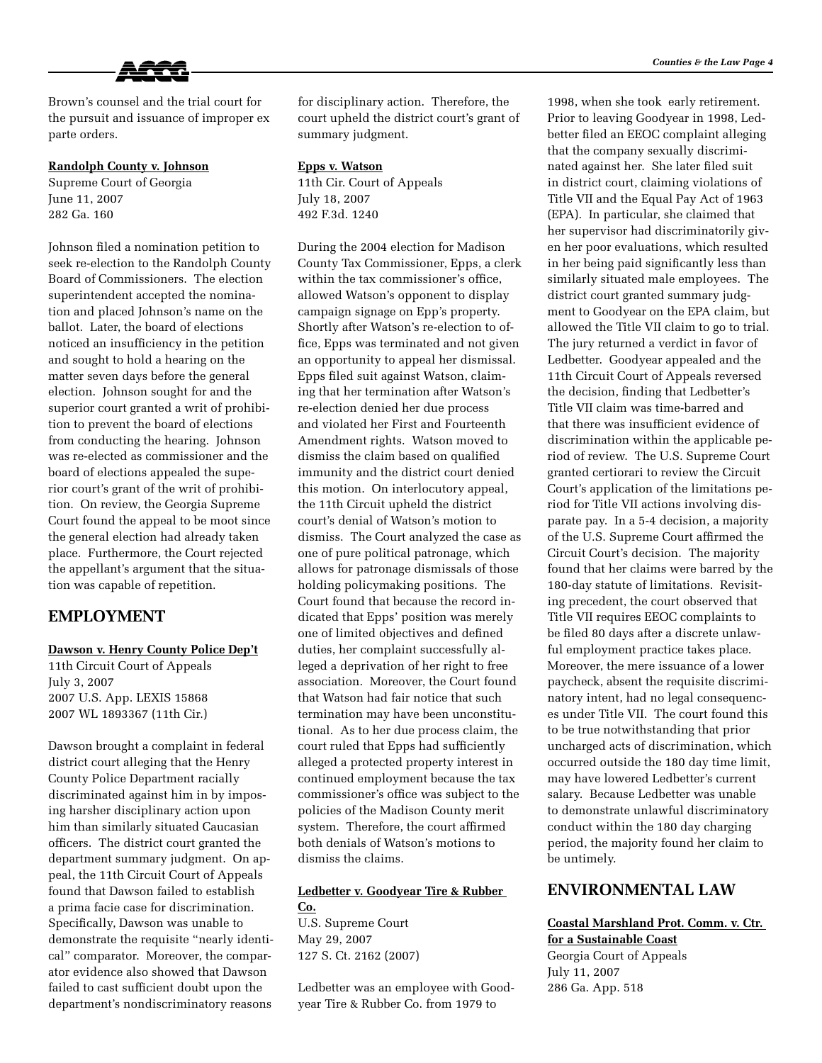Brown's counsel and the trial court for the pursuit and issuance of improper ex parte orders.

**Randolph County v. Johnson**
Supreme Court of Georgia
June 11, 2007
282 Ga. 160

Johnson filed a nomination petition to seek re-election to the Randolph County Board of Commissioners. The election superintendent accepted the nomination and placed Johnson's name on the ballot. Later, the board of elections noticed an insufficiency in the petition and sought to hold a hearing on the matter seven days before the general election. Johnson sought for and the superior court granted a writ of prohibition to prevent the board of elections from conducting the hearing. Johnson was re-elected as commissioner and the board of elections appealed the superior court's grant of the writ of prohibition. On review, the Georgia Supreme Court found the appeal to be moot since the general election had already taken place. Furthermore, the Court rejected the appellant's argument that the situation was capable of repetition.

## EMPLOYMENT

**Dawson v. Henry County Police Dep't**
11th Circuit Court of Appeals
July 3, 2007
2007 U.S. App. LEXIS 15868
2007 WL 1893367 (11th Cir.)

Dawson brought a complaint in federal district court alleging that the Henry County Police Department racially discriminated against him in by imposing harsher disciplinary action upon him than similarly situated Caucasian officers. The district court granted the department summary judgment. On appeal, the 11th Circuit Court of Appeals found that Dawson failed to establish a prima facie case for discrimination. Specifically, Dawson was unable to demonstrate the requisite "nearly identical" comparator. Moreover, the comparator evidence also showed that Dawson failed to cast sufficient doubt upon the department's nondiscriminatory reasons for disciplinary action. Therefore, the court upheld the district court's grant of summary judgment.

**Epps v. Watson**
11th Cir. Court of Appeals
July 18, 2007
492 F.3d. 1240

During the 2004 election for Madison County Tax Commissioner, Epps, a clerk within the tax commissioner's office, allowed Watson's opponent to display campaign signage on Epp's property. Shortly after Watson's re-election to office, Epps was terminated and not given an opportunity to appeal her dismissal. Epps filed suit against Watson, claiming that her termination after Watson's re-election denied her due process and violated her First and Fourteenth Amendment rights. Watson moved to dismiss the claim based on qualified immunity and the district court denied this motion. On interlocutory appeal, the 11th Circuit upheld the district court's denial of Watson's motion to dismiss. The Court analyzed the case as one of pure political patronage, which allows for patronage dismissals of those holding policymaking positions. The Court found that because the record indicated that Epps' position was merely one of limited objectives and defined duties, her complaint successfully alleged a deprivation of her right to free association. Moreover, the Court found that Watson had fair notice that such termination may have been unconstitutional. As to her due process claim, the court ruled that Epps had sufficiently alleged a protected property interest in continued employment because the tax commissioner's office was subject to the policies of the Madison County merit system. Therefore, the court affirmed both denials of Watson's motions to dismiss the claims.

**Ledbetter v. Goodyear Tire & Rubber Co.**
U.S. Supreme Court
May 29, 2007
127 S. Ct. 2162 (2007)

Ledbetter was an employee with Goodyear Tire & Rubber Co. from 1979 to 1998, when she took early retirement. Prior to leaving Goodyear in 1998, Ledbetter filed an EEOC complaint alleging that the company sexually discriminated against her. She later filed suit in district court, claiming violations of Title VII and the Equal Pay Act of 1963 (EPA). In particular, she claimed that her supervisor had discriminatorily given her poor evaluations, which resulted in her being paid significantly less than similarly situated male employees. The district court granted summary judgment to Goodyear on the EPA claim, but allowed the Title VII claim to go to trial. The jury returned a verdict in favor of Ledbetter. Goodyear appealed and the 11th Circuit Court of Appeals reversed the decision, finding that Ledbetter's Title VII claim was time-barred and that there was insufficient evidence of discrimination within the applicable period of review. The U.S. Supreme Court granted certiorari to review the Circuit Court's application of the limitations period for Title VII actions involving disparate pay. In a 5-4 decision, a majority of the U.S. Supreme Court affirmed the Circuit Court's decision. The majority found that her claims were barred by the 180-day statute of limitations. Revisiting precedent, the court observed that Title VII requires EEOC complaints to be filed 80 days after a discrete unlawful employment practice takes place. Moreover, the mere issuance of a lower paycheck, absent the requisite discriminatory intent, had no legal consequences under Title VII. The court found this to be true notwithstanding that prior uncharged acts of discrimination, which occurred outside the 180 day time limit, may have lowered Ledbetter's current salary. Because Ledbetter was unable to demonstrate unlawful discriminatory conduct within the 180 day charging period, the majority found her claim to be untimely.

## ENVIRONMENTAL LAW

**Coastal Marshland Prot. Comm. v. Ctr. for a Sustainable Coast**
Georgia Court of Appeals
July 11, 2007
286 Ga. App. 518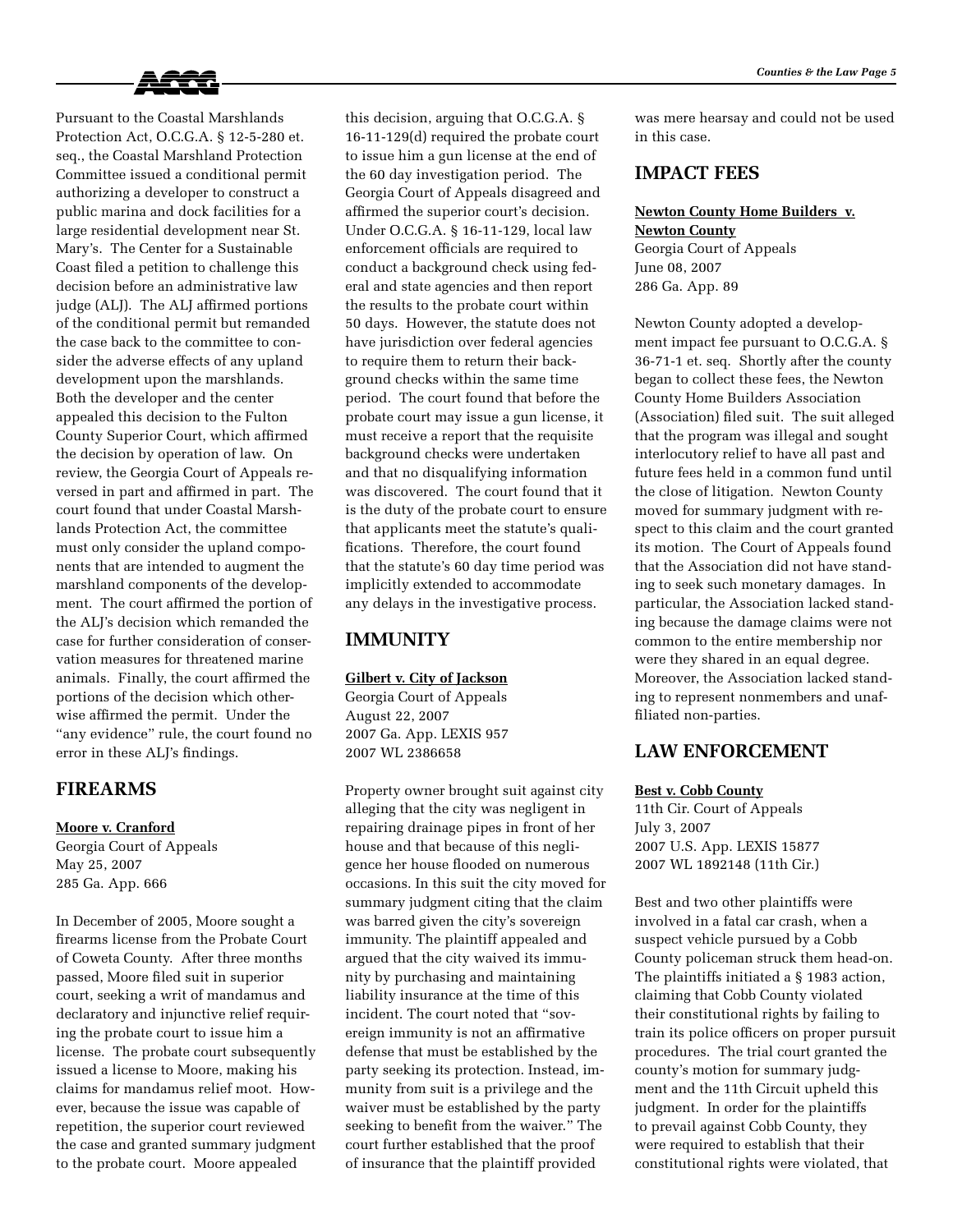Pursuant to the Coastal Marshlands Protection Act, O.C.G.A. § 12-5-280 et. seq., the Coastal Marshland Protection Committee issued a conditional permit authorizing a developer to construct a public marina and dock facilities for a large residential development near St. Mary's. The Center for a Sustainable Coast filed a petition to challenge this decision before an administrative law judge (ALJ). The ALJ affirmed portions of the conditional permit but remanded the case back to the committee to consider the adverse effects of any upland development upon the marshlands. Both the developer and the center appealed this decision to the Fulton County Superior Court, which affirmed the decision by operation of law. On review, the Georgia Court of Appeals reversed in part and affirmed in part. The court found that under Coastal Marshlands Protection Act, the committee must only consider the upland components that are intended to augment the marshland components of the development. The court affirmed the portion of the ALJ's decision which remanded the case for further consideration of conservation measures for threatened marine animals. Finally, the court affirmed the portions of the decision which otherwise affirmed the permit. Under the "any evidence" rule, the court found no error in these ALJ's findings.

## FIREARMS

**Moore v. Cranford**
Georgia Court of Appeals
May 25, 2007
285 Ga. App. 666

In December of 2005, Moore sought a firearms license from the Probate Court of Coweta County. After three months passed, Moore filed suit in superior court, seeking a writ of mandamus and declaratory and injunctive relief requiring the probate court to issue him a license. The probate court subsequently issued a license to Moore, making his claims for mandamus relief moot. However, because the issue was capable of repetition, the superior court reviewed the case and granted summary judgment to the probate court. Moore appealed this decision, arguing that O.C.G.A. § 16-11-129(d) required the probate court to issue him a gun license at the end of the 60 day investigation period. The Georgia Court of Appeals disagreed and affirmed the superior court's decision. Under O.C.G.A. § 16-11-129, local law enforcement officials are required to conduct a background check using federal and state agencies and then report the results to the probate court within 50 days. However, the statute does not have jurisdiction over federal agencies to require them to return their background checks within the same time period. The court found that before the probate court may issue a gun license, it must receive a report that the requisite background checks were undertaken and that no disqualifying information was discovered. The court found that it is the duty of the probate court to ensure that applicants meet the statute's qualifications. Therefore, the court found that the statute's 60 day time period was implicitly extended to accommodate any delays in the investigative process.

## IMMUNITY

**Gilbert v. City of Jackson**
Georgia Court of Appeals
August 22, 2007
2007 Ga. App. LEXIS 957
2007 WL 2386658

Property owner brought suit against city alleging that the city was negligent in repairing drainage pipes in front of her house and that because of this negligence her house flooded on numerous occasions. In this suit the city moved for summary judgment citing that the claim was barred given the city's sovereign immunity. The plaintiff appealed and argued that the city waived its immunity by purchasing and maintaining liability insurance at the time of this incident. The court noted that "sovereign immunity is not an affirmative defense that must be established by the party seeking its protection. Instead, immunity from suit is a privilege and the waiver must be established by the party seeking to benefit from the waiver." The court further established that the proof of insurance that the plaintiff provided was mere hearsay and could not be used in this case.

## IMPACT FEES

**Newton County Home Builders v. Newton County**
Georgia Court of Appeals
June 08, 2007
286 Ga. App. 89

Newton County adopted a development impact fee pursuant to O.C.G.A. § 36-71-1 et. seq. Shortly after the county began to collect these fees, the Newton County Home Builders Association (Association) filed suit. The suit alleged that the program was illegal and sought interlocutory relief to have all past and future fees held in a common fund until the close of litigation. Newton County moved for summary judgment with respect to this claim and the court granted its motion. The Court of Appeals found that the Association did not have standing to seek such monetary damages. In particular, the Association lacked standing because the damage claims were not common to the entire membership nor were they shared in an equal degree. Moreover, the Association lacked standing to represent nonmembers and unaffiliated non-parties.

## LAW ENFORCEMENT

**Best v. Cobb County**
11th Cir. Court of Appeals
July 3, 2007
2007 U.S. App. LEXIS 15877
2007 WL 1892148 (11th Cir.)

Best and two other plaintiffs were involved in a fatal car crash, when a suspect vehicle pursued by a Cobb County policeman struck them head-on. The plaintiffs initiated a § 1983 action, claiming that Cobb County violated their constitutional rights by failing to train its police officers on proper pursuit procedures. The trial court granted the county's motion for summary judgment and the 11th Circuit upheld this judgment. In order for the plaintiffs to prevail against Cobb County, they were required to establish that their constitutional rights were violated, that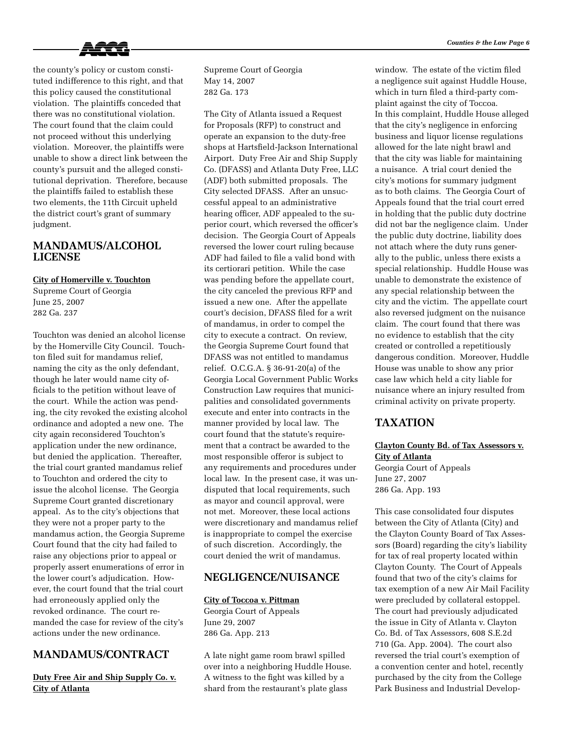the county's policy or custom constituted indifference to this right, and that this policy caused the constitutional violation. The plaintiffs conceded that there was no constitutional violation. The court found that the claim could not proceed without this underlying violation. Moreover, the plaintiffs were unable to show a direct link between the county's pursuit and the alleged constitutional deprivation. Therefore, because the plaintiffs failed to establish these two elements, the 11th Circuit upheld the district court's grant of summary judgment.

## MANDAMUS/ALCOHOL LICENSE

**City of Homerville v. Touchton**
Supreme Court of Georgia
June 25, 2007
282 Ga. 237

Touchton was denied an alcohol license by the Homerville City Council. Touchton filed suit for mandamus relief, naming the city as the only defendant, though he later would name city officials to the petition without leave of the court. While the action was pending, the city revoked the existing alcohol ordinance and adopted a new one. The city again reconsidered Touchton's application under the new ordinance, but denied the application. Thereafter, the trial court granted mandamus relief to Touchton and ordered the city to issue the alcohol license. The Georgia Supreme Court granted discretionary appeal. As to the city's objections that they were not a proper party to the mandamus action, the Georgia Supreme Court found that the city had failed to raise any objections prior to appeal or properly assert enumerations of error in the lower court's adjudication. However, the court found that the trial court had erroneously applied only the revoked ordinance. The court remanded the case for review of the city's actions under the new ordinance.

## MANDAMUS/CONTRACT

**Duty Free Air and Ship Supply Co. v. City of Atlanta**
Supreme Court of Georgia
May 14, 2007
282 Ga. 173

The City of Atlanta issued a Request for Proposals (RFP) to construct and operate an expansion to the duty-free shops at Hartsfield-Jackson International Airport. Duty Free Air and Ship Supply Co. (DFASS) and Atlanta Duty Free, LLC (ADF) both submitted proposals. The City selected DFASS. After an unsuccessful appeal to an administrative hearing officer, ADF appealed to the superior court, which reversed the officer's decision. The Georgia Court of Appeals reversed the lower court ruling because ADF had failed to file a valid bond with its certiorari petition. While the case was pending before the appellate court, the city canceled the previous RFP and issued a new one. After the appellate court's decision, DFASS filed for a writ of mandamus, in order to compel the city to execute a contract. On review, the Georgia Supreme Court found that DFASS was not entitled to mandamus relief. O.C.G.A. § 36-91-20(a) of the Georgia Local Government Public Works Construction Law requires that municipalities and consolidated governments execute and enter into contracts in the manner provided by local law. The court found that the statute's requirement that a contract be awarded to the most responsible offeror is subject to any requirements and procedures under local law. In the present case, it was undisputed that local requirements, such as mayor and council approval, were not met. Moreover, these local actions were discretionary and mandamus relief is inappropriate to compel the exercise of such discretion. Accordingly, the court denied the writ of mandamus.

## NEGLIGENCE/NUISANCE

**City of Toccoa v. Pittman**
Georgia Court of Appeals
June 29, 2007
286 Ga. App. 213

A late night game room brawl spilled over into a neighboring Huddle House. A witness to the fight was killed by a shard from the restaurant's plate glass window. The estate of the victim filed a negligence suit against Huddle House, which in turn filed a third-party complaint against the city of Toccoa. In this complaint, Huddle House alleged that the city's negligence in enforcing business and liquor license regulations allowed for the late night brawl and that the city was liable for maintaining a nuisance. A trial court denied the city's motions for summary judgment as to both claims. The Georgia Court of Appeals found that the trial court erred in holding that the public duty doctrine did not bar the negligence claim. Under the public duty doctrine, liability does not attach where the duty runs generally to the public, unless there exists a special relationship. Huddle House was unable to demonstrate the existence of any special relationship between the city and the victim. The appellate court also reversed judgment on the nuisance claim. The court found that there was no evidence to establish that the city created or controlled a repetitiously dangerous condition. Moreover, Huddle House was unable to show any prior case law which held a city liable for nuisance where an injury resulted from criminal activity on private property.

## TAXATION

**Clayton County Bd. of Tax Assessors v. City of Atlanta**
Georgia Court of Appeals
June 27, 2007
286 Ga. App. 193

This case consolidated four disputes between the City of Atlanta (City) and the Clayton County Board of Tax Assessors (Board) regarding the city's liability for tax of real property located within Clayton County. The Court of Appeals found that two of the city's claims for tax exemption of a new Air Mail Facility were precluded by collateral estoppel. The court had previously adjudicated the issue in City of Atlanta v. Clayton Co. Bd. of Tax Assessors, 608 S.E.2d 710 (Ga. App. 2004). The court also reversed the trial court's exemption of a convention center and hotel, recently purchased by the city from the College Park Business and Industrial Develop-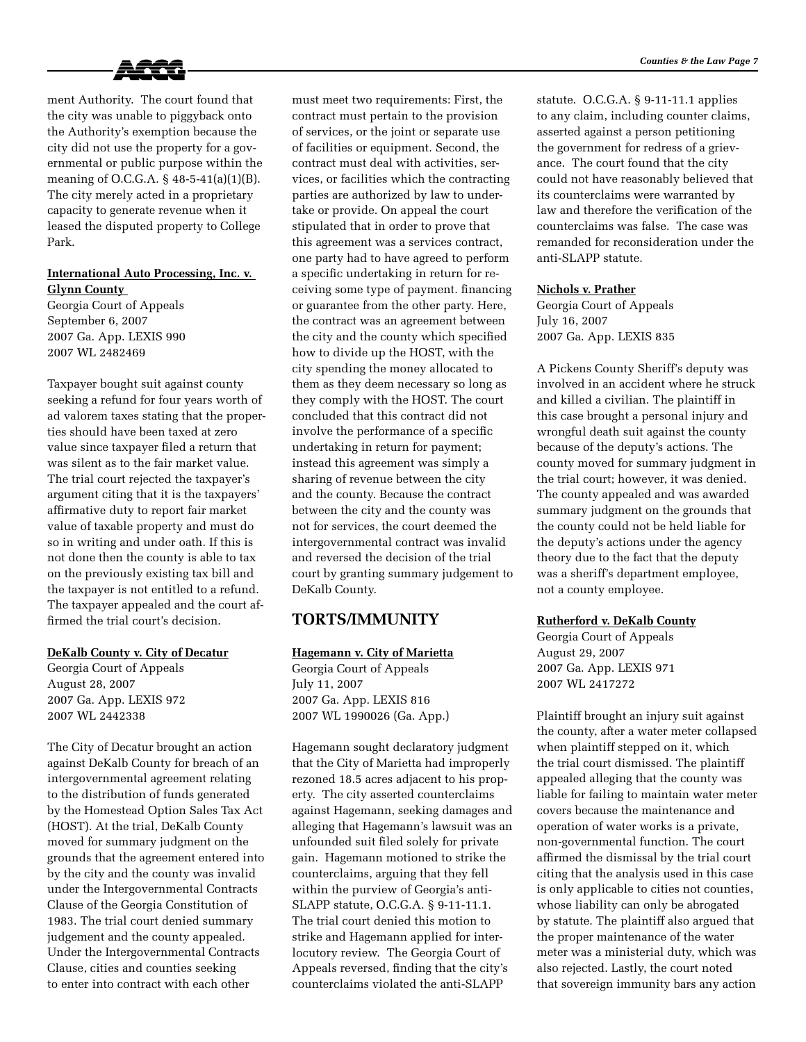ment Authority. The court found that the city was unable to piggyback onto the Authority's exemption because the city did not use the property for a governmental or public purpose within the meaning of O.C.G.A. § 48-5-41(a)(1)(B). The city merely acted in a proprietary capacity to generate revenue when it leased the disputed property to College Park.

**International Auto Processing, Inc. v. Glynn County**
Georgia Court of Appeals
September 6, 2007
2007 Ga. App. LEXIS 990
2007 WL 2482469

Taxpayer bought suit against county seeking a refund for four years worth of ad valorem taxes stating that the properties should have been taxed at zero value since taxpayer filed a return that was silent as to the fair market value. The trial court rejected the taxpayer's argument citing that it is the taxpayers' affirmative duty to report fair market value of taxable property and must do so in writing and under oath. If this is not done then the county is able to tax on the previously existing tax bill and the taxpayer is not entitled to a refund. The taxpayer appealed and the court affirmed the trial court's decision.

**DeKalb County v. City of Decatur**
Georgia Court of Appeals
August 28, 2007
2007 Ga. App. LEXIS 972
2007 WL 2442338

The City of Decatur brought an action against DeKalb County for breach of an intergovernmental agreement relating to the distribution of funds generated by the Homestead Option Sales Tax Act (HOST). At the trial, DeKalb County moved for summary judgment on the grounds that the agreement entered into by the city and the county was invalid under the Intergovernmental Contracts Clause of the Georgia Constitution of 1983. The trial court denied summary judgement and the county appealed. Under the Intergovernmental Contracts Clause, cities and counties seeking to enter into contract with each other must meet two requirements: First, the contract must pertain to the provision of services, or the joint or separate use of facilities or equipment. Second, the contract must deal with activities, services, or facilities which the contracting parties are authorized by law to undertake or provide. On appeal the court stipulated that in order to prove that this agreement was a services contract, one party had to have agreed to perform a specific undertaking in return for receiving some type of payment. financing or guarantee from the other party. Here, the contract was an agreement between the city and the county which specified how to divide up the HOST, with the city spending the money allocated to them as they deem necessary so long as they comply with the HOST. The court concluded that this contract did not involve the performance of a specific undertaking in return for payment; instead this agreement was simply a sharing of revenue between the city and the county. Because the contract between the city and the county was not for services, the court deemed the intergovernmental contract was invalid and reversed the decision of the trial court by granting summary judgement to DeKalb County.

## TORTS/IMMUNITY

**Hagemann v. City of Marietta**
Georgia Court of Appeals
July 11, 2007
2007 Ga. App. LEXIS 816
2007 WL 1990026 (Ga. App.)

Hagemann sought declaratory judgment that the City of Marietta had improperly rezoned 18.5 acres adjacent to his property. The city asserted counterclaims against Hagemann, seeking damages and alleging that Hagemann's lawsuit was an unfounded suit filed solely for private gain. Hagemann motioned to strike the counterclaims, arguing that they fell within the purview of Georgia's anti-SLAPP statute, O.C.G.A. § 9-11-11.1. The trial court denied this motion to strike and Hagemann applied for interlocutory review. The Georgia Court of Appeals reversed, finding that the city's counterclaims violated the anti-SLAPP statute. O.C.G.A. § 9-11-11.1 applies to any claim, including counter claims, asserted against a person petitioning the government for redress of a grievance. The court found that the city could not have reasonably believed that its counterclaims were warranted by law and therefore the verification of the counterclaims was false. The case was remanded for reconsideration under the anti-SLAPP statute.

**Nichols v. Prather**
Georgia Court of Appeals
July 16, 2007
2007 Ga. App. LEXIS 835

A Pickens County Sheriff's deputy was involved in an accident where he struck and killed a civilian. The plaintiff in this case brought a personal injury and wrongful death suit against the county because of the deputy's actions. The county moved for summary judgment in the trial court; however, it was denied. The county appealed and was awarded summary judgment on the grounds that the county could not be held liable for the deputy's actions under the agency theory due to the fact that the deputy was a sheriff's department employee, not a county employee.

**Rutherford v. DeKalb County**
Georgia Court of Appeals
August 29, 2007
2007 Ga. App. LEXIS 971
2007 WL 2417272

Plaintiff brought an injury suit against the county, after a water meter collapsed when plaintiff stepped on it, which the trial court dismissed. The plaintiff appealed alleging that the county was liable for failing to maintain water meter covers because the maintenance and operation of water works is a private, non-governmental function. The court affirmed the dismissal by the trial court citing that the analysis used in this case is only applicable to cities not counties, whose liability can only be abrogated by statute. The plaintiff also argued that the proper maintenance of the water meter was a ministerial duty, which was also rejected. Lastly, the court noted that sovereign immunity bars any action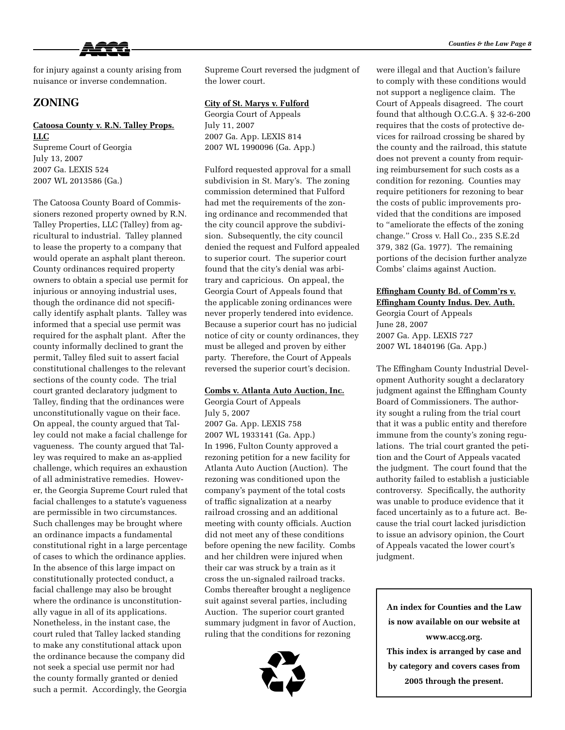for injury against a county arising from nuisance or inverse condemnation.

## ZONING

**Catoosa County v. R.N. Talley Props. LLC**
Supreme Court of Georgia
July 13, 2007
2007 Ga. LEXIS 524
2007 WL 2013586 (Ga.)

The Catoosa County Board of Commissioners rezoned property owned by R.N. Talley Properties, LLC (Talley) from agricultural to industrial. Talley planned to lease the property to a company that would operate an asphalt plant thereon. County ordinances required property owners to obtain a special use permit for injurious or annoying industrial uses, though the ordinance did not specifically identify asphalt plants. Talley was informed that a special use permit was required for the asphalt plant. After the county informally declined to grant the permit, Talley filed suit to assert facial constitutional challenges to the relevant sections of the county code. The trial court granted declaratory judgment to Talley, finding that the ordinances were unconstitutionally vague on their face. On appeal, the county argued that Talley could not make a facial challenge for vagueness. The county argued that Talley was required to make an as-applied challenge, which requires an exhaustion of all administrative remedies. However, the Georgia Supreme Court ruled that facial challenges to a statute's vagueness are permissible in two circumstances. Such challenges may be brought where an ordinance impacts a fundamental constitutional right in a large percentage of cases to which the ordinance applies. In the absence of this large impact on constitutionally protected conduct, a facial challenge may also be brought where the ordinance is unconstitutionally vague in all of its applications. Nonetheless, in the instant case, the court ruled that Talley lacked standing to make any constitutional attack upon the ordinance because the company did not seek a special use permit nor had the county formally granted or denied such a permit. Accordingly, the Georgia Supreme Court reversed the judgment of the lower court.

**City of St. Marys v. Fulford**
Georgia Court of Appeals
July 11, 2007
2007 Ga. App. LEXIS 814
2007 WL 1990096 (Ga. App.)

Fulford requested approval for a small subdivision in St. Mary's. The zoning commission determined that Fulford had met the requirements of the zoning ordinance and recommended that the city council approve the subdivision. Subsequently, the city council denied the request and Fulford appealed to superior court. The superior court found that the city's denial was arbitrary and capricious. On appeal, the Georgia Court of Appeals found that the applicable zoning ordinances were never properly tendered into evidence. Because a superior court has no judicial notice of city or county ordinances, they must be alleged and proven by either party. Therefore, the Court of Appeals reversed the superior court's decision.

**Combs v. Atlanta Auto Auction, Inc.**
Georgia Court of Appeals
July 5, 2007
2007 Ga. App. LEXIS 758
2007 WL 1933141 (Ga. App.)
In 1996, Fulton County approved a rezoning petition for a new facility for Atlanta Auto Auction (Auction). The rezoning was conditioned upon the company's payment of the total costs of traffic signalization at a nearby railroad crossing and an additional meeting with county officials. Auction did not meet any of these conditions before opening the new facility. Combs and her children were injured when their car was struck by a train as it cross the un-signaled railroad tracks. Combs thereafter brought a negligence suit against several parties, including Auction. The superior court granted summary judgment in favor of Auction, ruling that the conditions for rezoning were illegal and that Auction's failure to comply with these conditions would not support a negligence claim. The Court of Appeals disagreed. The court found that although O.C.G.A. § 32-6-200 requires that the costs of protective devices for railroad crossing be shared by the county and the railroad, this statute does not prevent a county from requiring reimbursement for such costs as a condition for rezoning. Counties may require petitioners for rezoning to bear the costs of public improvements provided that the conditions are imposed to "ameliorate the effects of the zoning change." Cross v. Hall Co., 235 S.E.2d 379, 382 (Ga. 1977). The remaining portions of the decision further analyze Combs' claims against Auction.

**Effingham County Bd. of Comm'rs v. Effingham County Indus. Dev. Auth.**
Georgia Court of Appeals
June 28, 2007
2007 Ga. App. LEXIS 727
2007 WL 1840196 (Ga. App.)

The Effingham County Industrial Development Authority sought a declaratory judgment against the Effingham County Board of Commissioners. The authority sought a ruling from the trial court that it was a public entity and therefore immune from the county's zoning regulations. The trial court granted the petition and the Court of Appeals vacated the judgment. The court found that the authority failed to establish a justiciable controversy. Specifically, the authority was unable to produce evidence that it faced uncertainly as to a future act. Because the trial court lacked jurisdiction to issue an advisory opinion, the Court of Appeals vacated the lower court's judgment.

**An index for Counties and the Law is now available on our website at www.accg.org.**
**This index is arranged by case and by category and covers cases from 2005 through the present.**